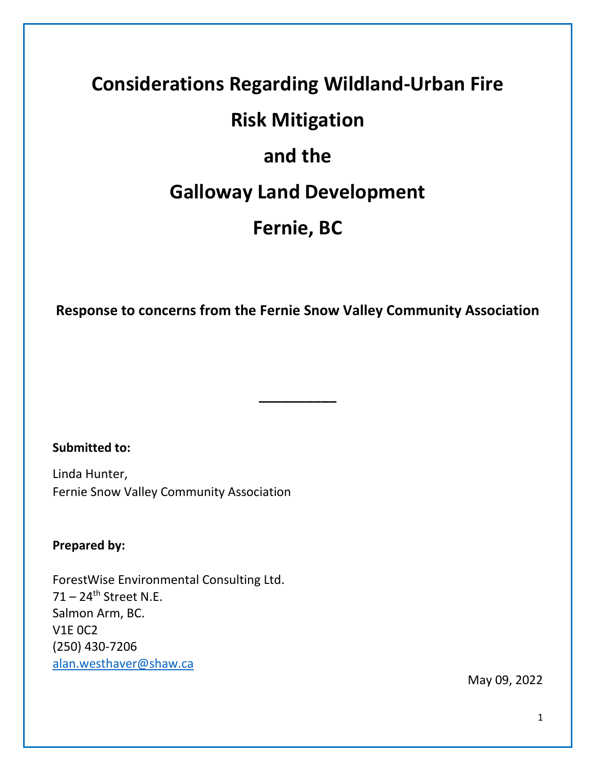# Considerations Regarding Wildland-Urban Fire Risk Mitigation and the Galloway Land Development Fernie, BC

**Response to concerns from the Fernie Snow Valley Community Association**

---

**Submitted to:**

Linda Hunter,
Fernie Snow Valley Community Association

**Prepared by:**

ForestWise Environmental Consulting Ltd.
71 – 24th Street N.E.
Salmon Arm, BC.
V1E 0C2
(250) 430-7206
alan.westhaver@shaw.ca

May 09, 2022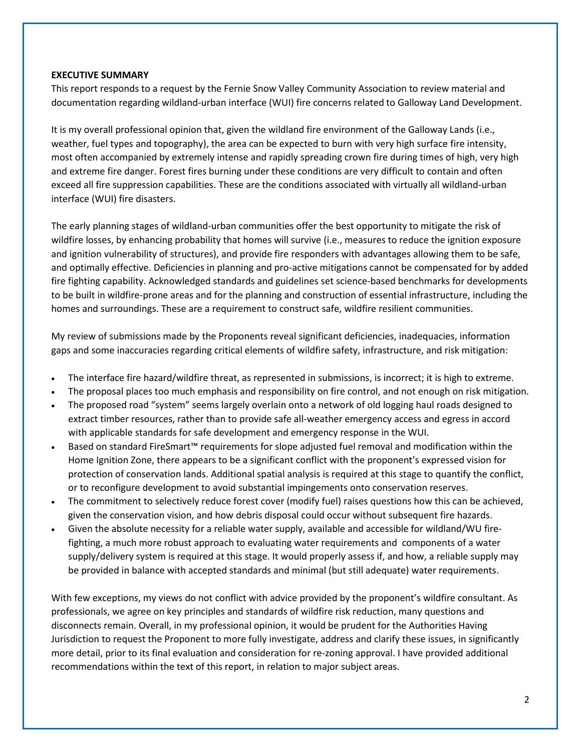**EXECUTIVE SUMMARY**

This report responds to a request by the Fernie Snow Valley Community Association to review material and documentation regarding wildland-urban interface (WUI) fire concerns related to Galloway Land Development.

It is my overall professional opinion that, given the wildland fire environment of the Galloway Lands (i.e., weather, fuel types and topography), the area can be expected to burn with very high surface fire intensity, most often accompanied by extremely intense and rapidly spreading crown fire during times of high, very high and extreme fire danger. Forest fires burning under these conditions are very difficult to contain and often exceed all fire suppression capabilities. These are the conditions associated with virtually all wildland-urban interface (WUI) fire disasters.

The early planning stages of wildland-urban communities offer the best opportunity to mitigate the risk of wildfire losses, by enhancing probability that homes will survive (i.e., measures to reduce the ignition exposure and ignition vulnerability of structures), and provide fire responders with advantages allowing them to be safe, and optimally effective. Deficiencies in planning and pro-active mitigations cannot be compensated for by added fire fighting capability. Acknowledged standards and guidelines set science-based benchmarks for developments to be built in wildfire-prone areas and for the planning and construction of essential infrastructure, including the homes and surroundings. These are a requirement to construct safe, wildfire resilient communities.

My review of submissions made by the Proponents reveal significant deficiencies, inadequacies, information gaps and some inaccuracies regarding critical elements of wildfire safety, infrastructure, and risk mitigation:

- The interface fire hazard/wildfire threat, as represented in submissions, is incorrect; it is high to extreme.
- The proposal places too much emphasis and responsibility on fire control, and not enough on risk mitigation.
- The proposed road "system" seems largely overlain onto a network of old logging haul roads designed to extract timber resources, rather than to provide safe all-weather emergency access and egress in accord with applicable standards for safe development and emergency response in the WUI.
- Based on standard FireSmart™ requirements for slope adjusted fuel removal and modification within the Home Ignition Zone, there appears to be a significant conflict with the proponent's expressed vision for protection of conservation lands. Additional spatial analysis is required at this stage to quantify the conflict, or to reconfigure development to avoid substantial impingements onto conservation reserves.
- The commitment to selectively reduce forest cover (modify fuel) raises questions how this can be achieved, given the conservation vision, and how debris disposal could occur without subsequent fire hazards.
- Given the absolute necessity for a reliable water supply, available and accessible for wildland/WU fire-fighting, a much more robust approach to evaluating water requirements and components of a water supply/delivery system is required at this stage. It would properly assess if, and how, a reliable supply may be provided in balance with accepted standards and minimal (but still adequate) water requirements.

With few exceptions, my views do not conflict with advice provided by the proponent's wildfire consultant. As professionals, we agree on key principles and standards of wildfire risk reduction, many questions and disconnects remain. Overall, in my professional opinion, it would be prudent for the Authorities Having Jurisdiction to request the Proponent to more fully investigate, address and clarify these issues, in significantly more detail, prior to its final evaluation and consideration for re-zoning approval. I have provided additional recommendations within the text of this report, in relation to major subject areas.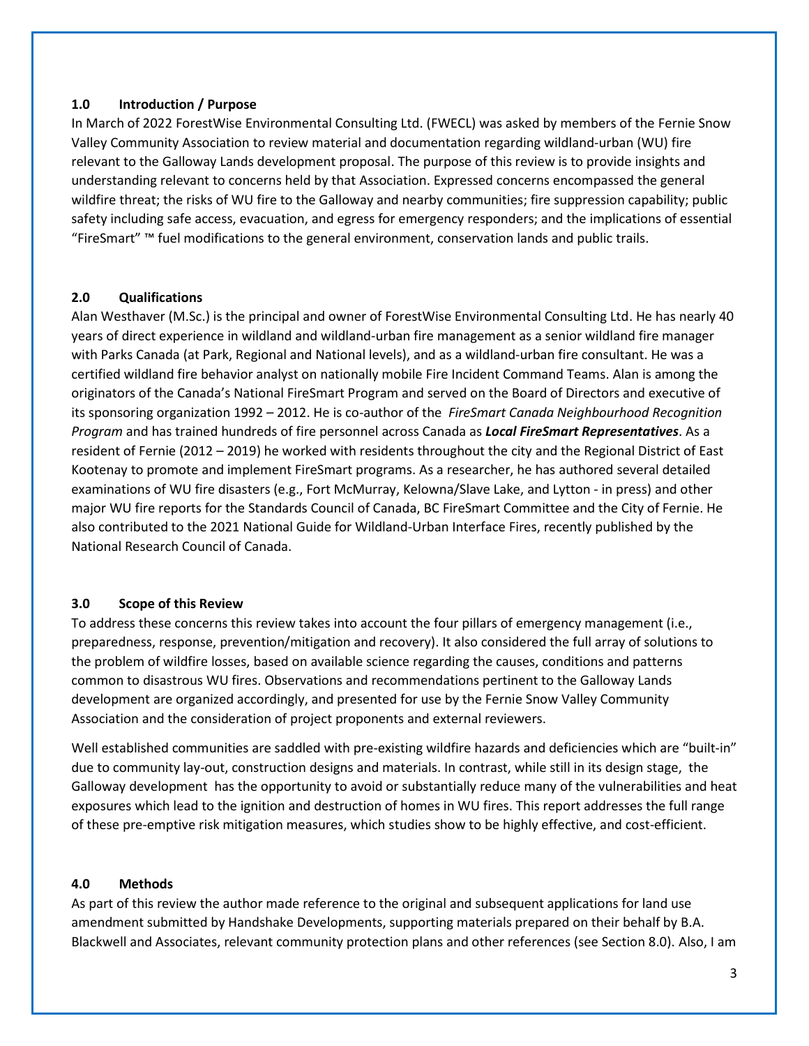## 1.0 Introduction / Purpose

In March of 2022 ForestWise Environmental Consulting Ltd. (FWECL) was asked by members of the Fernie Snow Valley Community Association to review material and documentation regarding wildland-urban (WU) fire relevant to the Galloway Lands development proposal. The purpose of this review is to provide insights and understanding relevant to concerns held by that Association. Expressed concerns encompassed the general wildfire threat; the risks of WU fire to the Galloway and nearby communities; fire suppression capability; public safety including safe access, evacuation, and egress for emergency responders; and the implications of essential "FireSmart" ™ fuel modifications to the general environment, conservation lands and public trails.

## 2.0 Qualifications

Alan Westhaver (M.Sc.) is the principal and owner of ForestWise Environmental Consulting Ltd. He has nearly 40 years of direct experience in wildland and wildland-urban fire management as a senior wildland fire manager with Parks Canada (at Park, Regional and National levels), and as a wildland-urban fire consultant. He was a certified wildland fire behavior analyst on nationally mobile Fire Incident Command Teams. Alan is among the originators of the Canada's National FireSmart Program and served on the Board of Directors and executive of its sponsoring organization 1992 – 2012. He is co-author of the *FireSmart Canada Neighbourhood Recognition Program* and has trained hundreds of fire personnel across Canada as ***Local FireSmart Representatives***. As a resident of Fernie (2012 – 2019) he worked with residents throughout the city and the Regional District of East Kootenay to promote and implement FireSmart programs. As a researcher, he has authored several detailed examinations of WU fire disasters (e.g., Fort McMurray, Kelowna/Slave Lake, and Lytton - in press) and other major WU fire reports for the Standards Council of Canada, BC FireSmart Committee and the City of Fernie. He also contributed to the 2021 National Guide for Wildland-Urban Interface Fires, recently published by the National Research Council of Canada.

## 3.0 Scope of this Review

To address these concerns this review takes into account the four pillars of emergency management (i.e., preparedness, response, prevention/mitigation and recovery). It also considered the full array of solutions to the problem of wildfire losses, based on available science regarding the causes, conditions and patterns common to disastrous WU fires. Observations and recommendations pertinent to the Galloway Lands development are organized accordingly, and presented for use by the Fernie Snow Valley Community Association and the consideration of project proponents and external reviewers.

Well established communities are saddled with pre-existing wildfire hazards and deficiencies which are "built-in" due to community lay-out, construction designs and materials. In contrast, while still in its design stage, the Galloway development has the opportunity to avoid or substantially reduce many of the vulnerabilities and heat exposures which lead to the ignition and destruction of homes in WU fires. This report addresses the full range of these pre-emptive risk mitigation measures, which studies show to be highly effective, and cost-efficient.

## 4.0 Methods

As part of this review the author made reference to the original and subsequent applications for land use amendment submitted by Handshake Developments, supporting materials prepared on their behalf by B.A. Blackwell and Associates, relevant community protection plans and other references (see Section 8.0). Also, I am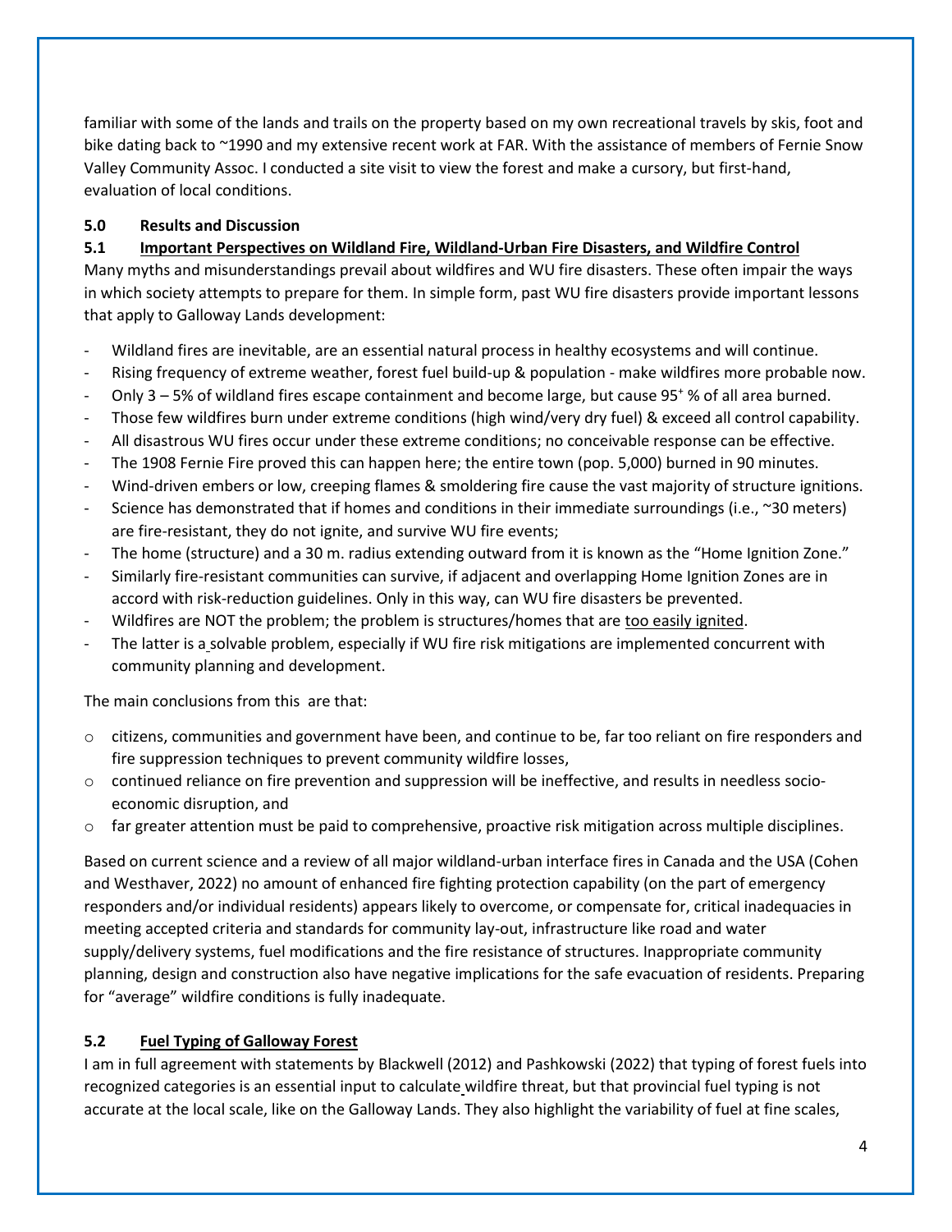familiar with some of the lands and trails on the property based on my own recreational travels by skis, foot and bike dating back to ~1990 and my extensive recent work at FAR. With the assistance of members of Fernie Snow Valley Community Assoc. I conducted a site visit to view the forest and make a cursory, but first-hand, evaluation of local conditions.

## 5.0 Results and Discussion

### 5.1 Important Perspectives on Wildland Fire, Wildland-Urban Fire Disasters, and Wildfire Control

Many myths and misunderstandings prevail about wildfires and WU fire disasters. These often impair the ways in which society attempts to prepare for them. In simple form, past WU fire disasters provide important lessons that apply to Galloway Lands development:

- Wildland fires are inevitable, are an essential natural process in healthy ecosystems and will continue.
- Rising frequency of extreme weather, forest fuel build-up & population - make wildfires more probable now.
- Only 3 – 5% of wildland fires escape containment and become large, but cause 95⁺ % of all area burned.
- Those few wildfires burn under extreme conditions (high wind/very dry fuel) & exceed all control capability.
- All disastrous WU fires occur under these extreme conditions; no conceivable response can be effective.
- The 1908 Fernie Fire proved this can happen here; the entire town (pop. 5,000) burned in 90 minutes.
- Wind-driven embers or low, creeping flames & smoldering fire cause the vast majority of structure ignitions.
- Science has demonstrated that if homes and conditions in their immediate surroundings (i.e., ~30 meters) are fire-resistant, they do not ignite, and survive WU fire events;
- The home (structure) and a 30 m. radius extending outward from it is known as the "Home Ignition Zone."
- Similarly fire-resistant communities can survive, if adjacent and overlapping Home Ignition Zones are in accord with risk-reduction guidelines. Only in this way, can WU fire disasters be prevented.
- Wildfires are NOT the problem; the problem is structures/homes that are <u>too easily ignited</u>.
- The latter is a solvable problem, especially if WU fire risk mitigations are implemented concurrent with community planning and development.

The main conclusions from this are that:

- citizens, communities and government have been, and continue to be, far too reliant on fire responders and fire suppression techniques to prevent community wildfire losses,
- continued reliance on fire prevention and suppression will be ineffective, and results in needless socio-economic disruption, and
- far greater attention must be paid to comprehensive, proactive risk mitigation across multiple disciplines.

Based on current science and a review of all major wildland-urban interface fires in Canada and the USA (Cohen and Westhaver, 2022) no amount of enhanced fire fighting protection capability (on the part of emergency responders and/or individual residents) appears likely to overcome, or compensate for, critical inadequacies in meeting accepted criteria and standards for community lay-out, infrastructure like road and water supply/delivery systems, fuel modifications and the fire resistance of structures. Inappropriate community planning, design and construction also have negative implications for the safe evacuation of residents. Preparing for "average" wildfire conditions is fully inadequate.

### 5.2 Fuel Typing of Galloway Forest

I am in full agreement with statements by Blackwell (2012) and Pashkowski (2022) that typing of forest fuels into recognized categories is an essential input to calculate wildfire threat, but that provincial fuel typing is not accurate at the local scale, like on the Galloway Lands. They also highlight the variability of fuel at fine scales,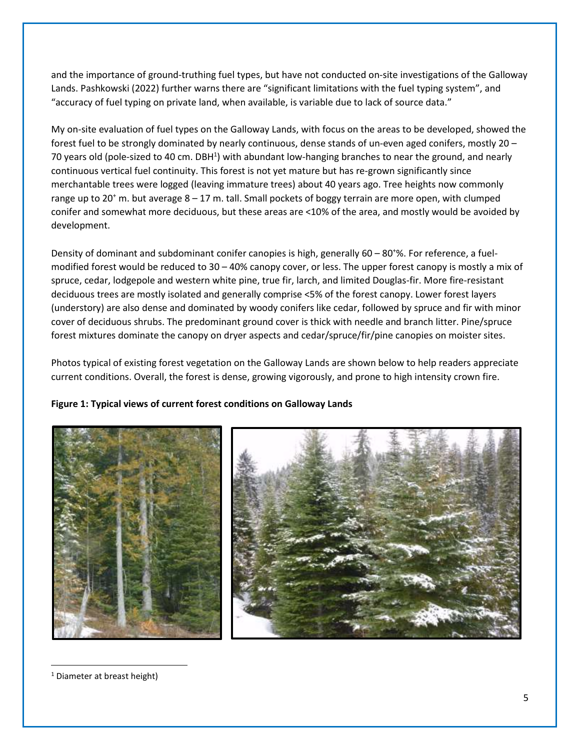and the importance of ground-truthing fuel types, but have not conducted on-site investigations of the Galloway Lands. Pashkowski (2022) further warns there are "significant limitations with the fuel typing system", and "accuracy of fuel typing on private land, when available, is variable due to lack of source data."

My on-site evaluation of fuel types on the Galloway Lands, with focus on the areas to be developed, showed the forest fuel to be strongly dominated by nearly continuous, dense stands of un-even aged conifers, mostly 20 – 70 years old (pole-sized to 40 cm. DBH[1]) with abundant low-hanging branches to near the ground, and nearly continuous vertical fuel continuity. This forest is not yet mature but has re-grown significantly since merchantable trees were logged (leaving immature trees) about 40 years ago. Tree heights now commonly range up to 20+ m. but average 8 – 17 m. tall. Small pockets of boggy terrain are more open, with clumped conifer and somewhat more deciduous, but these areas are <10% of the area, and mostly would be avoided by development.

Density of dominant and subdominant conifer canopies is high, generally 60 – 80+%. For reference, a fuel-modified forest would be reduced to 30 – 40% canopy cover, or less. The upper forest canopy is mostly a mix of spruce, cedar, lodgepole and western white pine, true fir, larch, and limited Douglas-fir. More fire-resistant deciduous trees are mostly isolated and generally comprise <5% of the forest canopy. Lower forest layers (understory) are also dense and dominated by woody conifers like cedar, followed by spruce and fir with minor cover of deciduous shrubs. The predominant ground cover is thick with needle and branch litter. Pine/spruce forest mixtures dominate the canopy on dryer aspects and cedar/spruce/fir/pine canopies on moister sites.

Photos typical of existing forest vegetation on the Galloway Lands are shown below to help readers appreciate current conditions. Overall, the forest is dense, growing vigorously, and prone to high intensity crown fire.

**Figure 1: Typical views of current forest conditions on Galloway Lands**

[1] Diameter at breast height)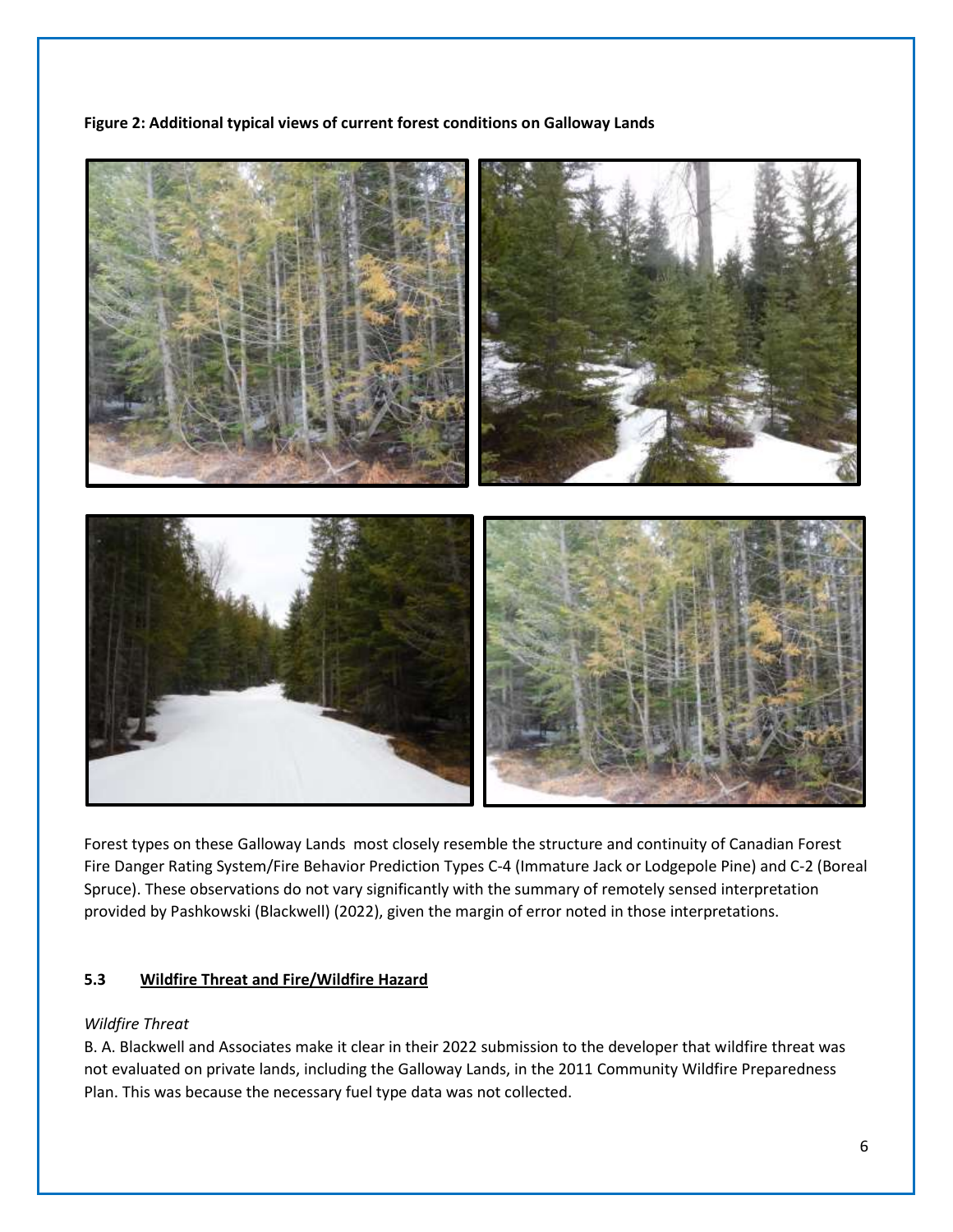**Figure 2: Additional typical views of current forest conditions on Galloway Lands**

Forest types on these Galloway Lands most closely resemble the structure and continuity of Canadian Forest Fire Danger Rating System/Fire Behavior Prediction Types C-4 (Immature Jack or Lodgepole Pine) and C-2 (Boreal Spruce). These observations do not vary significantly with the summary of remotely sensed interpretation provided by Pashkowski (Blackwell) (2022), given the margin of error noted in those interpretations.

### 5.3 Wildfire Threat and Fire/Wildfire Hazard

*Wildfire Threat*

B. A. Blackwell and Associates make it clear in their 2022 submission to the developer that wildfire threat was not evaluated on private lands, including the Galloway Lands, in the 2011 Community Wildfire Preparedness Plan. This was because the necessary fuel type data was not collected.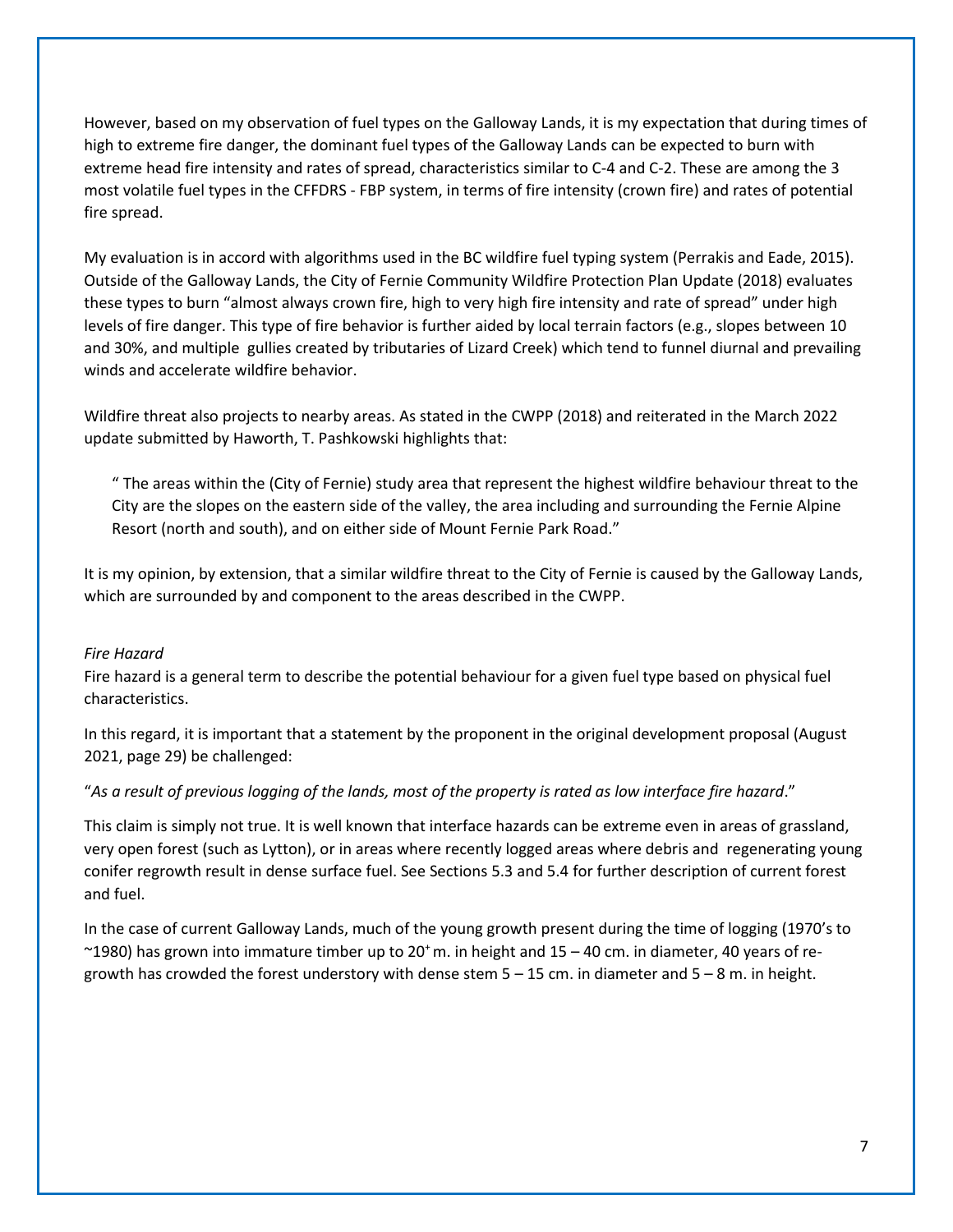However, based on my observation of fuel types on the Galloway Lands, it is my expectation that during times of high to extreme fire danger, the dominant fuel types of the Galloway Lands can be expected to burn with extreme head fire intensity and rates of spread, characteristics similar to C-4 and C-2. These are among the 3 most volatile fuel types in the CFFDRS - FBP system, in terms of fire intensity (crown fire) and rates of potential fire spread.

My evaluation is in accord with algorithms used in the BC wildfire fuel typing system (Perrakis and Eade, 2015). Outside of the Galloway Lands, the City of Fernie Community Wildfire Protection Plan Update (2018) evaluates these types to burn "almost always crown fire, high to very high fire intensity and rate of spread" under high levels of fire danger. This type of fire behavior is further aided by local terrain factors (e.g., slopes between 10 and 30%, and multiple gullies created by tributaries of Lizard Creek) which tend to funnel diurnal and prevailing winds and accelerate wildfire behavior.

Wildfire threat also projects to nearby areas. As stated in the CWPP (2018) and reiterated in the March 2022 update submitted by Haworth, T. Pashkowski highlights that:

> " The areas within the (City of Fernie) study area that represent the highest wildfire behaviour threat to the City are the slopes on the eastern side of the valley, the area including and surrounding the Fernie Alpine Resort (north and south), and on either side of Mount Fernie Park Road."

It is my opinion, by extension, that a similar wildfire threat to the City of Fernie is caused by the Galloway Lands, which are surrounded by and component to the areas described in the CWPP.

*Fire Hazard*

Fire hazard is a general term to describe the potential behaviour for a given fuel type based on physical fuel characteristics.

In this regard, it is important that a statement by the proponent in the original development proposal (August 2021, page 29) be challenged:

"*As a result of previous logging of the lands, most of the property is rated as low interface fire hazard*."

This claim is simply not true. It is well known that interface hazards can be extreme even in areas of grassland, very open forest (such as Lytton), or in areas where recently logged areas where debris and regenerating young conifer regrowth result in dense surface fuel. See Sections 5.3 and 5.4 for further description of current forest and fuel.

In the case of current Galloway Lands, much of the young growth present during the time of logging (1970's to ~1980) has grown into immature timber up to $20^{+}$ m. in height and 15 – 40 cm. in diameter, 40 years of re-growth has crowded the forest understory with dense stem 5 – 15 cm. in diameter and 5 – 8 m. in height.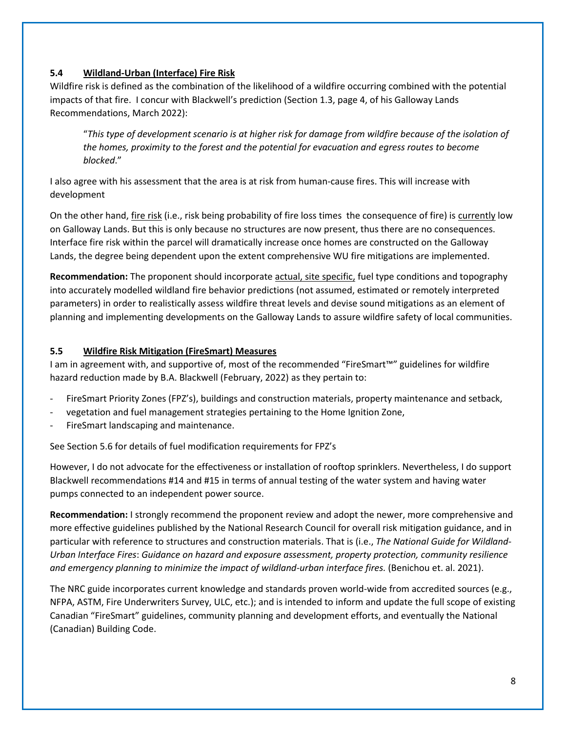### 5.4 Wildland-Urban (Interface) Fire Risk

Wildfire risk is defined as the combination of the likelihood of a wildfire occurring combined with the potential impacts of that fire. I concur with Blackwell's prediction (Section 1.3, page 4, of his Galloway Lands Recommendations, March 2022):

> "*This type of development scenario is at higher risk for damage from wildfire because of the isolation of the homes, proximity to the forest and the potential for evacuation and egress routes to become blocked*."

I also agree with his assessment that the area is at risk from human-cause fires. This will increase with development

On the other hand, fire risk (i.e., risk being probability of fire loss times the consequence of fire) is currently low on Galloway Lands. But this is only because no structures are now present, thus there are no consequences. Interface fire risk within the parcel will dramatically increase once homes are constructed on the Galloway Lands, the degree being dependent upon the extent comprehensive WU fire mitigations are implemented.

**Recommendation:** The proponent should incorporate actual, site specific, fuel type conditions and topography into accurately modelled wildland fire behavior predictions (not assumed, estimated or remotely interpreted parameters) in order to realistically assess wildfire threat levels and devise sound mitigations as an element of planning and implementing developments on the Galloway Lands to assure wildfire safety of local communities.

### 5.5 Wildfire Risk Mitigation (FireSmart) Measures

I am in agreement with, and supportive of, most of the recommended "FireSmart™" guidelines for wildfire hazard reduction made by B.A. Blackwell (February, 2022) as they pertain to:

- FireSmart Priority Zones (FPZ's), buildings and construction materials, property maintenance and setback,
- vegetation and fuel management strategies pertaining to the Home Ignition Zone,
- FireSmart landscaping and maintenance.

See Section 5.6 for details of fuel modification requirements for FPZ's

However, I do not advocate for the effectiveness or installation of rooftop sprinklers. Nevertheless, I do support Blackwell recommendations #14 and #15 in terms of annual testing of the water system and having water pumps connected to an independent power source.

**Recommendation:** I strongly recommend the proponent review and adopt the newer, more comprehensive and more effective guidelines published by the National Research Council for overall risk mitigation guidance, and in particular with reference to structures and construction materials. That is (i.e., *The National Guide for Wildland-Urban Interface Fires*: *Guidance on hazard and exposure assessment, property protection, community resilience and emergency planning to minimize the impact of wildland-urban interface fires.* (Benichou et. al. 2021).

The NRC guide incorporates current knowledge and standards proven world-wide from accredited sources (e.g., NFPA, ASTM, Fire Underwriters Survey, ULC, etc.); and is intended to inform and update the full scope of existing Canadian "FireSmart" guidelines, community planning and development efforts, and eventually the National (Canadian) Building Code.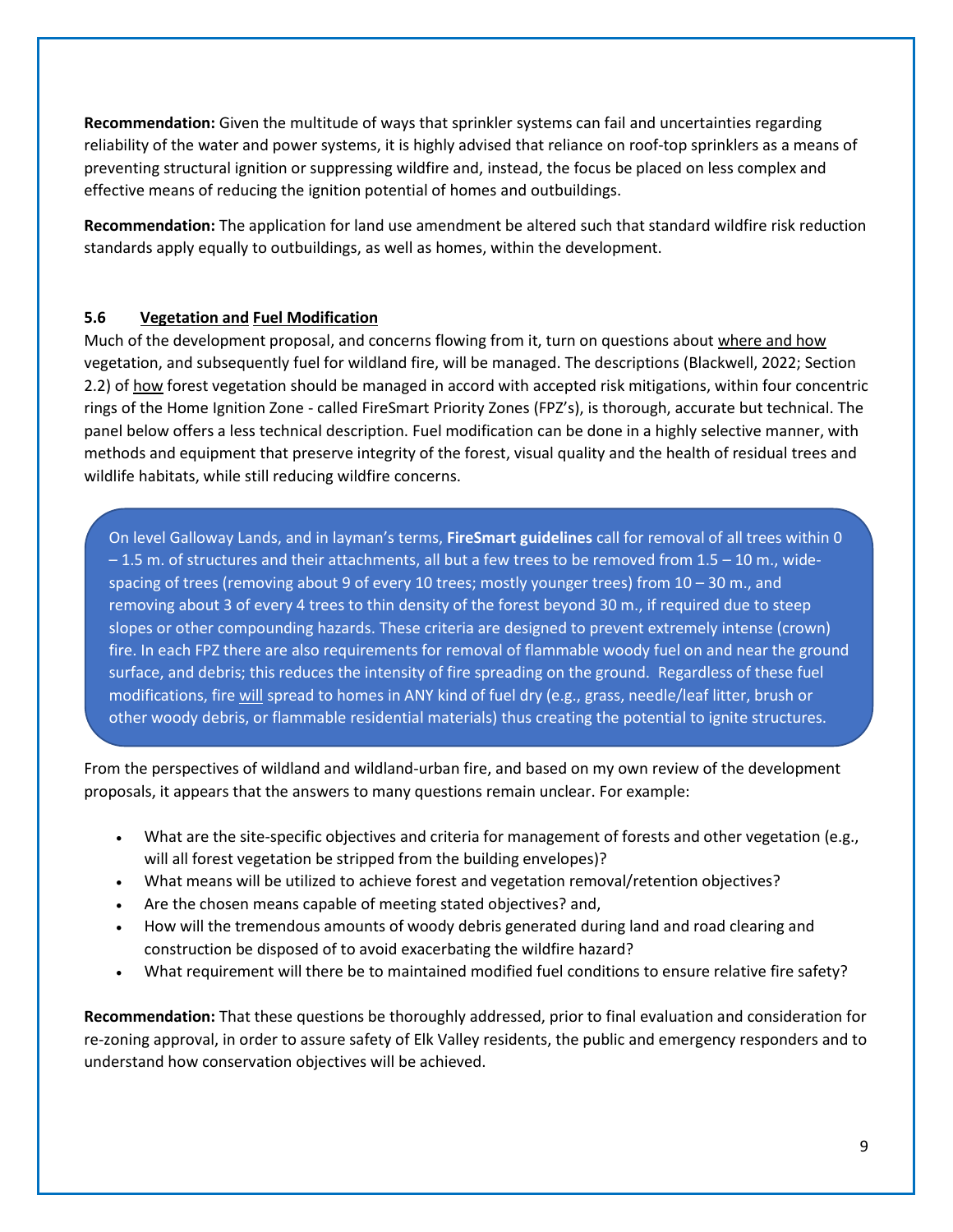**Recommendation:** Given the multitude of ways that sprinkler systems can fail and uncertainties regarding reliability of the water and power systems, it is highly advised that reliance on roof-top sprinklers as a means of preventing structural ignition or suppressing wildfire and, instead, the focus be placed on less complex and effective means of reducing the ignition potential of homes and outbuildings.

**Recommendation:** The application for land use amendment be altered such that standard wildfire risk reduction standards apply equally to outbuildings, as well as homes, within the development.

### 5.6 Vegetation and Fuel Modification

Much of the development proposal, and concerns flowing from it, turn on questions about where and how vegetation, and subsequently fuel for wildland fire, will be managed. The descriptions (Blackwell, 2022; Section 2.2) of how forest vegetation should be managed in accord with accepted risk mitigations, within four concentric rings of the Home Ignition Zone - called FireSmart Priority Zones (FPZ's), is thorough, accurate but technical. The panel below offers a less technical description. Fuel modification can be done in a highly selective manner, with methods and equipment that preserve integrity of the forest, visual quality and the health of residual trees and wildlife habitats, while still reducing wildfire concerns.

> On level Galloway Lands, and in layman's terms, **FireSmart guidelines** call for removal of all trees within 0 – 1.5 m. of structures and their attachments, all but a few trees to be removed from 1.5 – 10 m., wide-spacing of trees (removing about 9 of every 10 trees; mostly younger trees) from 10 – 30 m., and removing about 3 of every 4 trees to thin density of the forest beyond 30 m., if required due to steep slopes or other compounding hazards. These criteria are designed to prevent extremely intense (crown) fire. In each FPZ there are also requirements for removal of flammable woody fuel on and near the ground surface, and debris; this reduces the intensity of fire spreading on the ground. Regardless of these fuel modifications, fire will spread to homes in ANY kind of fuel dry (e.g., grass, needle/leaf litter, brush or other woody debris, or flammable residential materials) thus creating the potential to ignite structures.

From the perspectives of wildland and wildland-urban fire, and based on my own review of the development proposals, it appears that the answers to many questions remain unclear. For example:

- What are the site-specific objectives and criteria for management of forests and other vegetation (e.g., will all forest vegetation be stripped from the building envelopes)?
- What means will be utilized to achieve forest and vegetation removal/retention objectives?
- Are the chosen means capable of meeting stated objectives? and,
- How will the tremendous amounts of woody debris generated during land and road clearing and construction be disposed of to avoid exacerbating the wildfire hazard?
- What requirement will there be to maintained modified fuel conditions to ensure relative fire safety?

**Recommendation:** That these questions be thoroughly addressed, prior to final evaluation and consideration for re-zoning approval, in order to assure safety of Elk Valley residents, the public and emergency responders and to understand how conservation objectives will be achieved.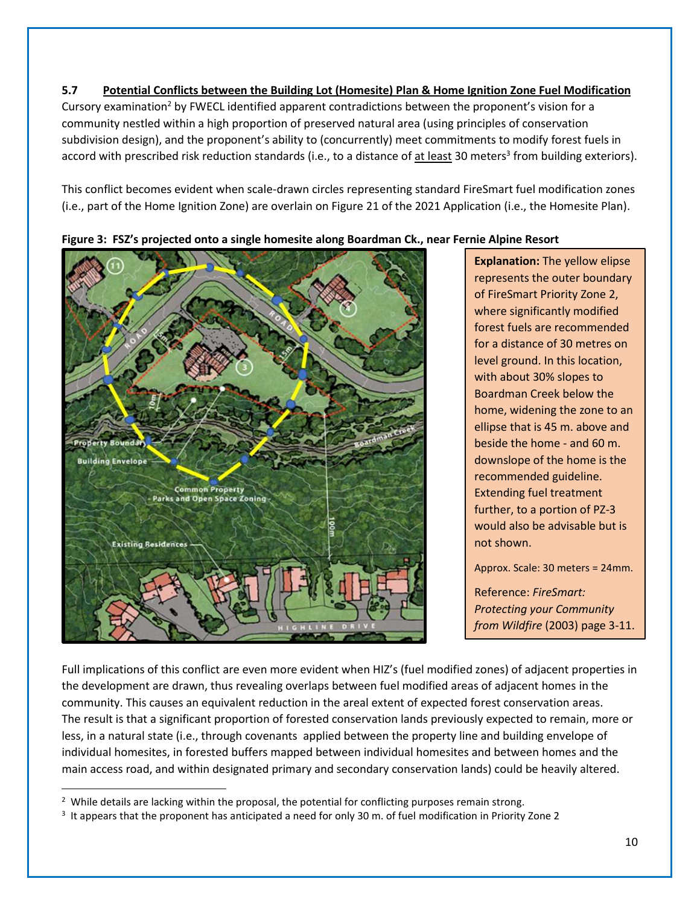### 5.7 Potential Conflicts between the Building Lot (Homesite) Plan & Home Ignition Zone Fuel Modification

Cursory examination[2] by FWECL identified apparent contradictions between the proponent's vision for a community nestled within a high proportion of preserved natural area (using principles of conservation subdivision design), and the proponent's ability to (concurrently) meet commitments to modify forest fuels in accord with prescribed risk reduction standards (i.e., to a distance of at least 30 meters[3] from building exteriors).

This conflict becomes evident when scale-drawn circles representing standard FireSmart fuel modification zones (i.e., part of the Home Ignition Zone) are overlain on Figure 21 of the 2021 Application (i.e., the Homesite Plan).

**Figure 3: FSZ's projected onto a single homesite along Boardman Ck., near Fernie Alpine Resort**

11

4

3

ROAD

ROAD

15m

15m

10m

Property Boundary

Building Envelope

Boardman Creek

Common Property - Parks and Open Space Zoning -

100m

Existing Residences

HIGHLINE DRIVE

**Explanation:** The yellow elipse represents the outer boundary of FireSmart Priority Zone 2, where significantly modified forest fuels are recommended for a distance of 30 metres on level ground. In this location, with about 30% slopes to Boardman Creek below the home, widening the zone to an ellipse that is 45 m. above and beside the home - and 60 m. downslope of the home is the recommended guideline. Extending fuel treatment further, to a portion of PZ-3 would also be advisable but is not shown.

Approx. Scale: 30 meters = 24mm.

Reference: *FireSmart: Protecting your Community from Wildfire* (2003) page 3-11.

Full implications of this conflict are even more evident when HIZ's (fuel modified zones) of adjacent properties in the development are drawn, thus revealing overlaps between fuel modified areas of adjacent homes in the community. This causes an equivalent reduction in the areal extent of expected forest conservation areas. The result is that a significant proportion of forested conservation lands previously expected to remain, more or less, in a natural state (i.e., through covenants applied between the property line and building envelope of individual homesites, in forested buffers mapped between individual homesites and between homes and the main access road, and within designated primary and secondary conservation lands) could be heavily altered.

---

[2] While details are lacking within the proposal, the potential for conflicting purposes remain strong.

[3] It appears that the proponent has anticipated a need for only 30 m. of fuel modification in Priority Zone 2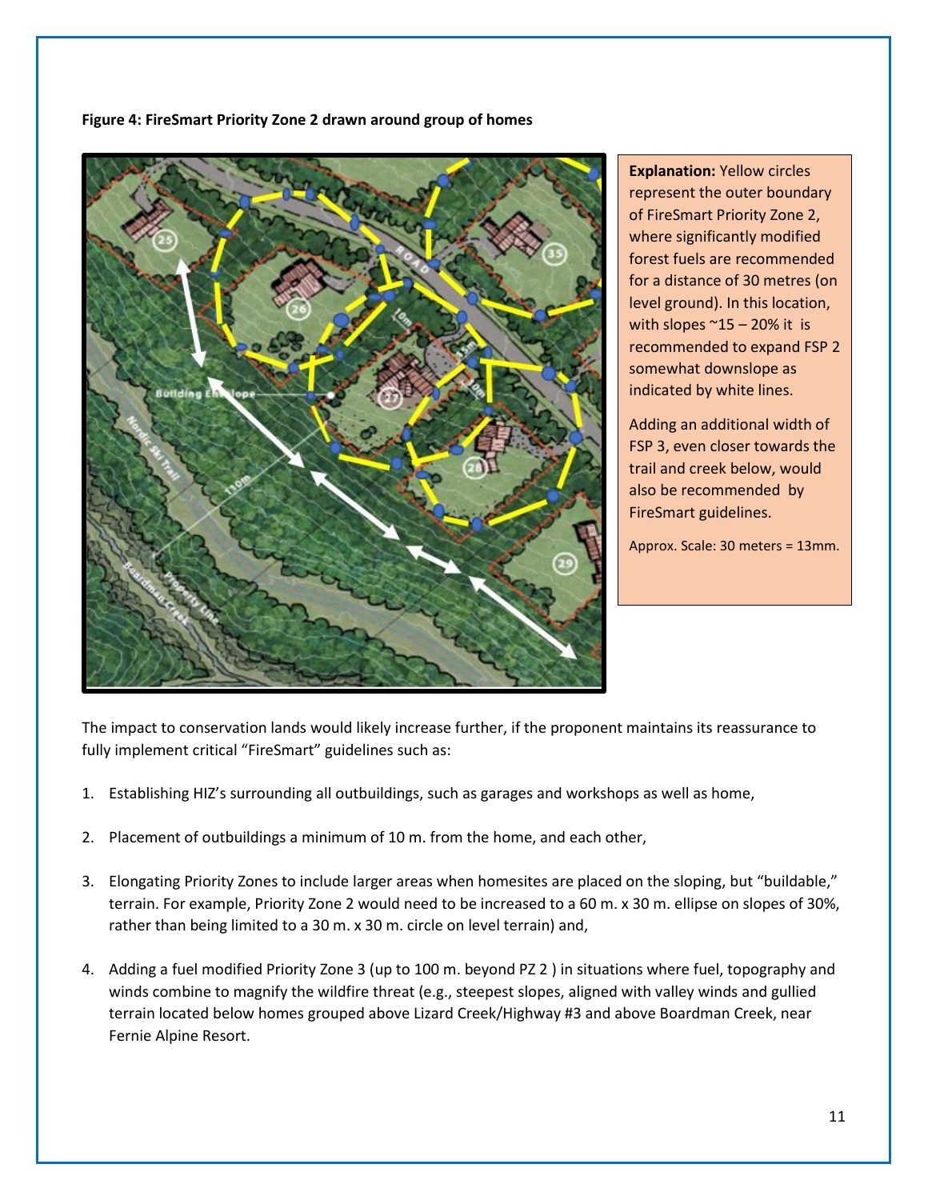**Figure 4: FireSmart Priority Zone 2 drawn around group of homes**

**Explanation:** Yellow circles represent the outer boundary of FireSmart Priority Zone 2, where significantly modified forest fuels are recommended for a distance of 30 metres (on level ground). In this location, with slopes ~15 – 20% it is recommended to expand FSP 2 somewhat downslope as indicated by white lines.

Adding an additional width of FSP 3, even closer towards the trail and creek below, would also be recommended by FireSmart guidelines.

Approx. Scale: 30 meters = 13mm.

The impact to conservation lands would likely increase further, if the proponent maintains its reassurance to fully implement critical "FireSmart" guidelines such as:

1. Establishing HIZ's surrounding all outbuildings, such as garages and workshops as well as home,
2. Placement of outbuildings a minimum of 10 m. from the home, and each other,
3. Elongating Priority Zones to include larger areas when homesites are placed on the sloping, but "buildable," terrain. For example, Priority Zone 2 would need to be increased to a 60 m. x 30 m. ellipse on slopes of 30%, rather than being limited to a 30 m. x 30 m. circle on level terrain) and,
4. Adding a fuel modified Priority Zone 3 (up to 100 m. beyond PZ 2 ) in situations where fuel, topography and winds combine to magnify the wildfire threat (e.g., steepest slopes, aligned with valley winds and gullied terrain located below homes grouped above Lizard Creek/Highway #3 and above Boardman Creek, near Fernie Alpine Resort.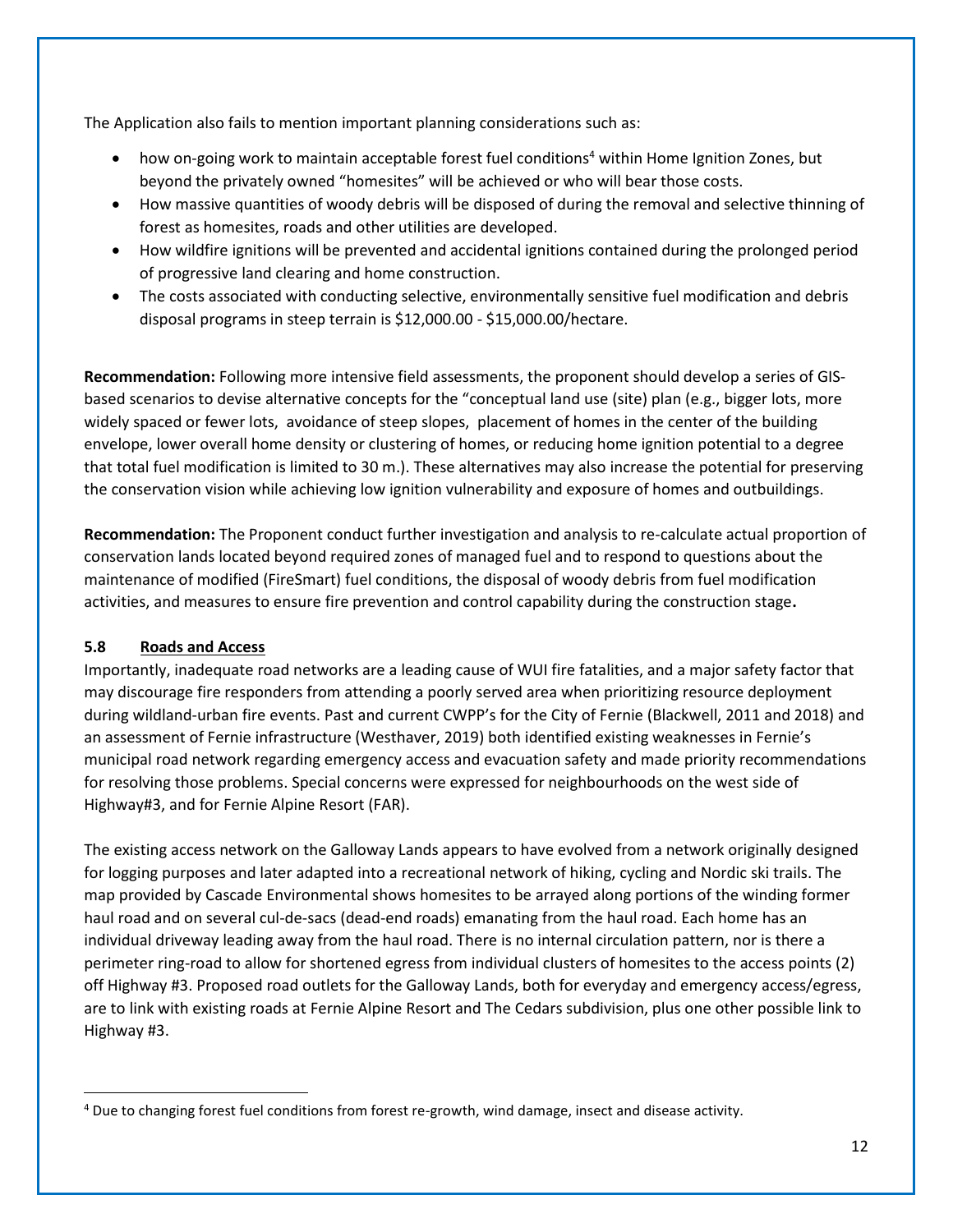The Application also fails to mention important planning considerations such as:

- how on-going work to maintain acceptable forest fuel conditions[4] within Home Ignition Zones, but beyond the privately owned "homesites" will be achieved or who will bear those costs.
- How massive quantities of woody debris will be disposed of during the removal and selective thinning of forest as homesites, roads and other utilities are developed.
- How wildfire ignitions will be prevented and accidental ignitions contained during the prolonged period of progressive land clearing and home construction.
- The costs associated with conducting selective, environmentally sensitive fuel modification and debris disposal programs in steep terrain is $12,000.00 - $15,000.00/hectare.

**Recommendation:** Following more intensive field assessments, the proponent should develop a series of GIS-based scenarios to devise alternative concepts for the "conceptual land use (site) plan (e.g., bigger lots, more widely spaced or fewer lots, avoidance of steep slopes, placement of homes in the center of the building envelope, lower overall home density or clustering of homes, or reducing home ignition potential to a degree that total fuel modification is limited to 30 m.). These alternatives may also increase the potential for preserving the conservation vision while achieving low ignition vulnerability and exposure of homes and outbuildings.

**Recommendation:** The Proponent conduct further investigation and analysis to re-calculate actual proportion of conservation lands located beyond required zones of managed fuel and to respond to questions about the maintenance of modified (FireSmart) fuel conditions, the disposal of woody debris from fuel modification activities, and measures to ensure fire prevention and control capability during the construction stage.

### 5.8 Roads and Access

Importantly, inadequate road networks are a leading cause of WUI fire fatalities, and a major safety factor that may discourage fire responders from attending a poorly served area when prioritizing resource deployment during wildland-urban fire events. Past and current CWPP's for the City of Fernie (Blackwell, 2011 and 2018) and an assessment of Fernie infrastructure (Westhaver, 2019) both identified existing weaknesses in Fernie's municipal road network regarding emergency access and evacuation safety and made priority recommendations for resolving those problems. Special concerns were expressed for neighbourhoods on the west side of Highway#3, and for Fernie Alpine Resort (FAR).

The existing access network on the Galloway Lands appears to have evolved from a network originally designed for logging purposes and later adapted into a recreational network of hiking, cycling and Nordic ski trails. The map provided by Cascade Environmental shows homesites to be arrayed along portions of the winding former haul road and on several cul-de-sacs (dead-end roads) emanating from the haul road. Each home has an individual driveway leading away from the haul road. There is no internal circulation pattern, nor is there a perimeter ring-road to allow for shortened egress from individual clusters of homesites to the access points (2) off Highway #3. Proposed road outlets for the Galloway Lands, both for everyday and emergency access/egress, are to link with existing roads at Fernie Alpine Resort and The Cedars subdivision, plus one other possible link to Highway #3.

[4] Due to changing forest fuel conditions from forest re-growth, wind damage, insect and disease activity.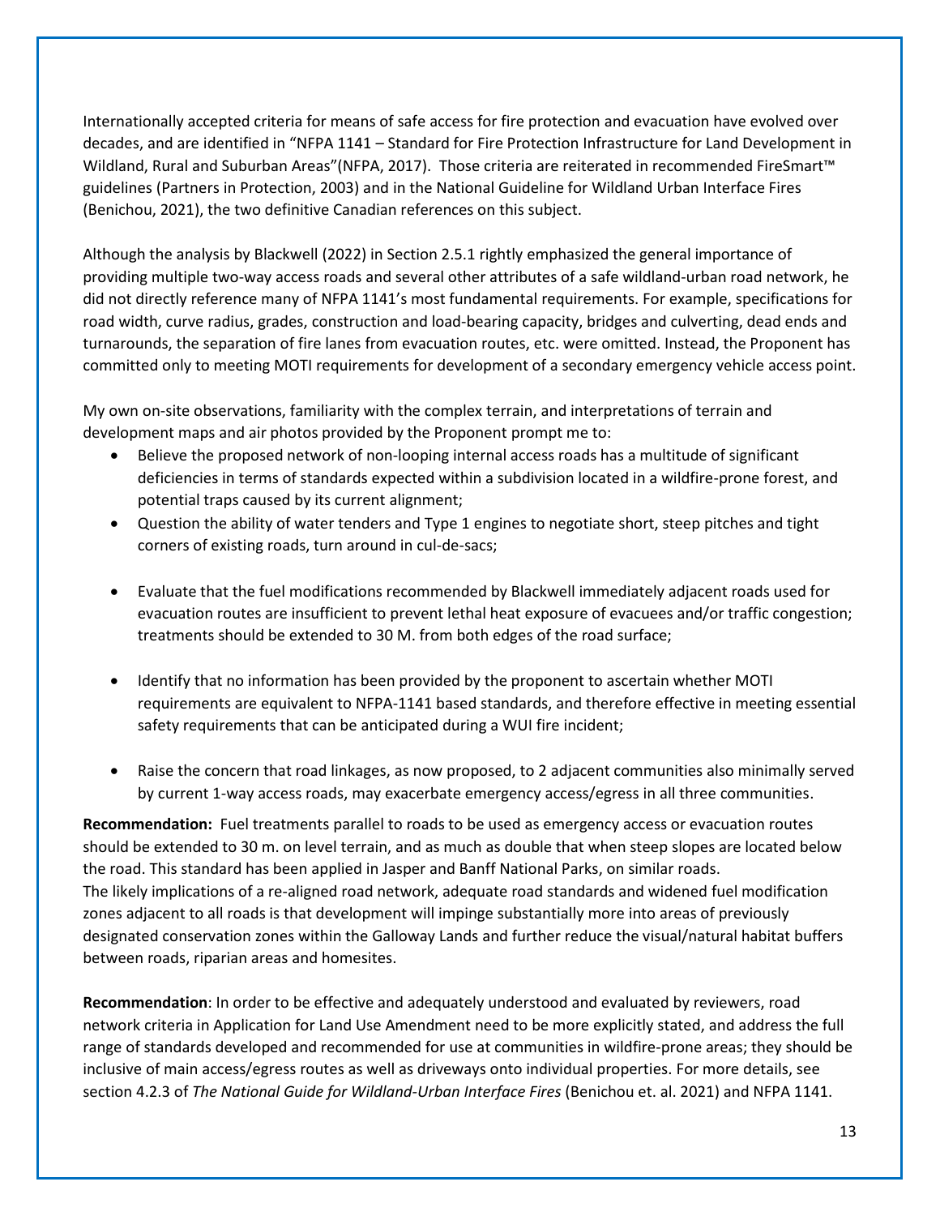Internationally accepted criteria for means of safe access for fire protection and evacuation have evolved over decades, and are identified in "NFPA 1141 – Standard for Fire Protection Infrastructure for Land Development in Wildland, Rural and Suburban Areas"(NFPA, 2017). Those criteria are reiterated in recommended FireSmart™ guidelines (Partners in Protection, 2003) and in the National Guideline for Wildland Urban Interface Fires (Benichou, 2021), the two definitive Canadian references on this subject.

Although the analysis by Blackwell (2022) in Section 2.5.1 rightly emphasized the general importance of providing multiple two-way access roads and several other attributes of a safe wildland-urban road network, he did not directly reference many of NFPA 1141's most fundamental requirements. For example, specifications for road width, curve radius, grades, construction and load-bearing capacity, bridges and culverting, dead ends and turnarounds, the separation of fire lanes from evacuation routes, etc. were omitted. Instead, the Proponent has committed only to meeting MOTI requirements for development of a secondary emergency vehicle access point.

My own on-site observations, familiarity with the complex terrain, and interpretations of terrain and development maps and air photos provided by the Proponent prompt me to:

- Believe the proposed network of non-looping internal access roads has a multitude of significant deficiencies in terms of standards expected within a subdivision located in a wildfire-prone forest, and potential traps caused by its current alignment;
- Question the ability of water tenders and Type 1 engines to negotiate short, steep pitches and tight corners of existing roads, turn around in cul-de-sacs;
- Evaluate that the fuel modifications recommended by Blackwell immediately adjacent roads used for evacuation routes are insufficient to prevent lethal heat exposure of evacuees and/or traffic congestion; treatments should be extended to 30 M. from both edges of the road surface;
- Identify that no information has been provided by the proponent to ascertain whether MOTI requirements are equivalent to NFPA-1141 based standards, and therefore effective in meeting essential safety requirements that can be anticipated during a WUI fire incident;
- Raise the concern that road linkages, as now proposed, to 2 adjacent communities also minimally served by current 1-way access roads, may exacerbate emergency access/egress in all three communities.

**Recommendation:** Fuel treatments parallel to roads to be used as emergency access or evacuation routes should be extended to 30 m. on level terrain, and as much as double that when steep slopes are located below the road. This standard has been applied in Jasper and Banff National Parks, on similar roads.
The likely implications of a re-aligned road network, adequate road standards and widened fuel modification zones adjacent to all roads is that development will impinge substantially more into areas of previously designated conservation zones within the Galloway Lands and further reduce the visual/natural habitat buffers between roads, riparian areas and homesites.

**Recommendation**: In order to be effective and adequately understood and evaluated by reviewers, road network criteria in Application for Land Use Amendment need to be more explicitly stated, and address the full range of standards developed and recommended for use at communities in wildfire-prone areas; they should be inclusive of main access/egress routes as well as driveways onto individual properties. For more details, see section 4.2.3 of *The National Guide for Wildland-Urban Interface Fires* (Benichou et. al. 2021) and NFPA 1141.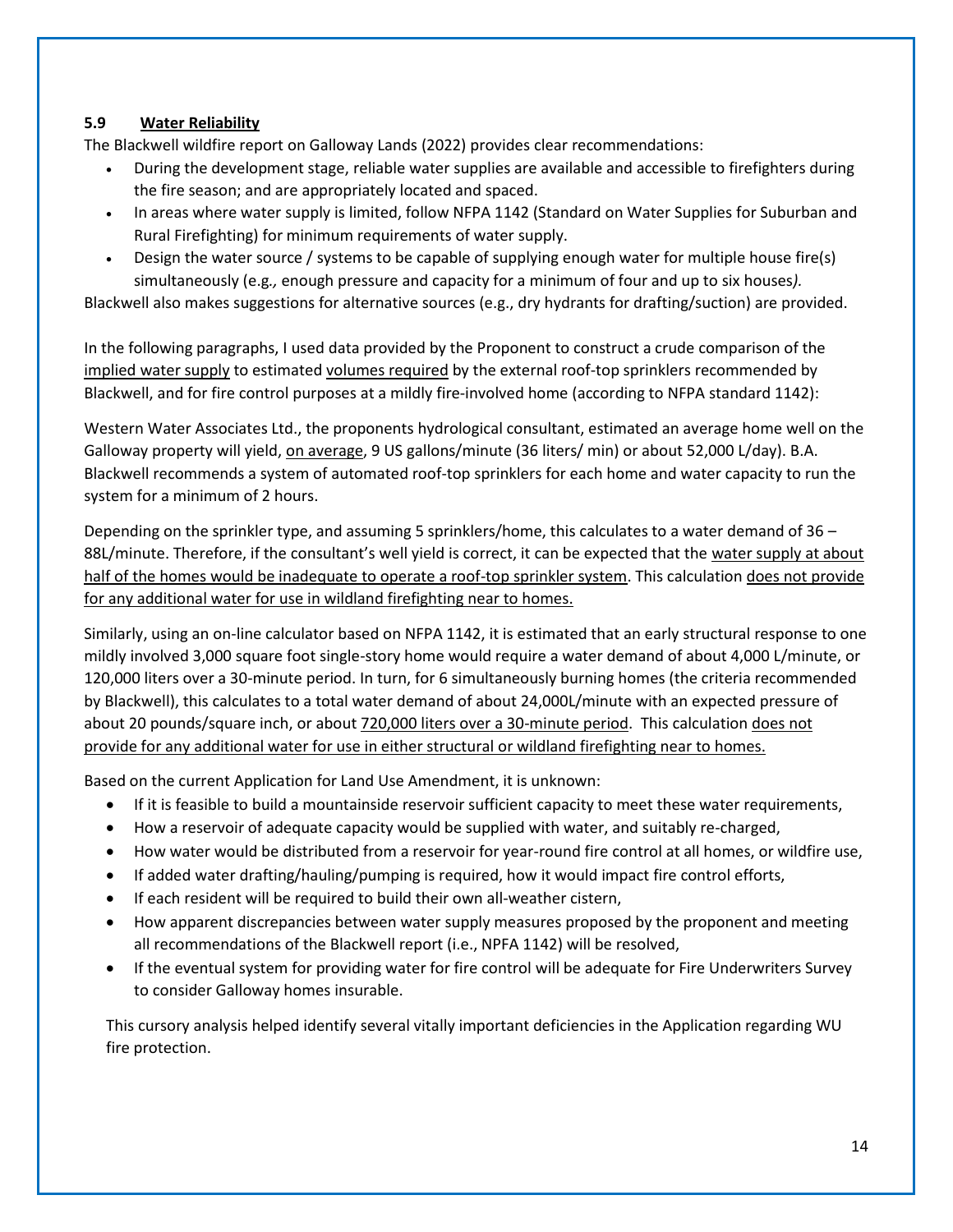### 5.9 Water Reliability

The Blackwell wildfire report on Galloway Lands (2022) provides clear recommendations:

- During the development stage, reliable water supplies are available and accessible to firefighters during the fire season; and are appropriately located and spaced.
- In areas where water supply is limited, follow NFPA 1142 (Standard on Water Supplies for Suburban and Rural Firefighting) for minimum requirements of water supply.
- Design the water source / systems to be capable of supplying enough water for multiple house fire(s) simultaneously (e.g*.,* enough pressure and capacity for a minimum of four and up to six houses*).*

Blackwell also makes suggestions for alternative sources (e.g., dry hydrants for drafting/suction) are provided.

In the following paragraphs, I used data provided by the Proponent to construct a crude comparison of the <u>implied water supply</u> to estimated <u>volumes required</u> by the external roof-top sprinklers recommended by Blackwell, and for fire control purposes at a mildly fire-involved home (according to NFPA standard 1142):

Western Water Associates Ltd., the proponents hydrological consultant, estimated an average home well on the Galloway property will yield, <u>on average</u>, 9 US gallons/minute (36 liters/ min) or about 52,000 L/day). B.A. Blackwell recommends a system of automated roof-top sprinklers for each home and water capacity to run the system for a minimum of 2 hours.

Depending on the sprinkler type, and assuming 5 sprinklers/home, this calculates to a water demand of 36 – 88L/minute. Therefore, if the consultant's well yield is correct, it can be expected that the <u>water supply at about half of the homes would be inadequate to operate a roof-top sprinkler system</u>. This calculation <u>does not provide for any additional water for use in wildland firefighting near to homes.</u>

Similarly, using an on-line calculator based on NFPA 1142, it is estimated that an early structural response to one mildly involved 3,000 square foot single-story home would require a water demand of about 4,000 L/minute, or 120,000 liters over a 30-minute period. In turn, for 6 simultaneously burning homes (the criteria recommended by Blackwell), this calculates to a total water demand of about 24,000L/minute with an expected pressure of about 20 pounds/square inch, or about <u>720,000 liters over a 30-minute period</u>. This calculation <u>does not provide for any additional water for use in either structural or wildland firefighting near to homes.</u>

Based on the current Application for Land Use Amendment, it is unknown:

- If it is feasible to build a mountainside reservoir sufficient capacity to meet these water requirements,
- How a reservoir of adequate capacity would be supplied with water, and suitably re-charged,
- How water would be distributed from a reservoir for year-round fire control at all homes, or wildfire use,
- If added water drafting/hauling/pumping is required, how it would impact fire control efforts,
- If each resident will be required to build their own all-weather cistern,
- How apparent discrepancies between water supply measures proposed by the proponent and meeting all recommendations of the Blackwell report (i.e., NPFA 1142) will be resolved,
- If the eventual system for providing water for fire control will be adequate for Fire Underwriters Survey to consider Galloway homes insurable.

This cursory analysis helped identify several vitally important deficiencies in the Application regarding WU fire protection.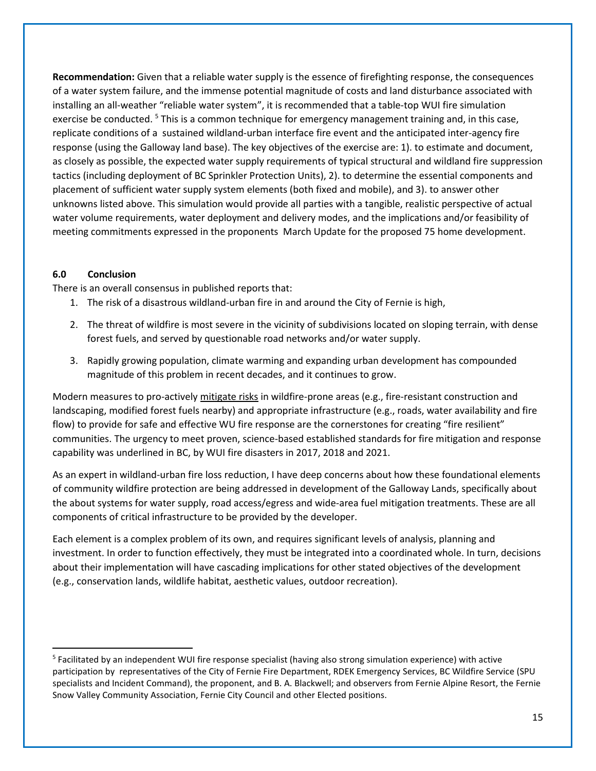**Recommendation:** Given that a reliable water supply is the essence of firefighting response, the consequences of a water system failure, and the immense potential magnitude of costs and land disturbance associated with installing an all-weather "reliable water system", it is recommended that a table-top WUI fire simulation exercise be conducted. [5] This is a common technique for emergency management training and, in this case, replicate conditions of a sustained wildland-urban interface fire event and the anticipated inter-agency fire response (using the Galloway land base). The key objectives of the exercise are: 1). to estimate and document, as closely as possible, the expected water supply requirements of typical structural and wildland fire suppression tactics (including deployment of BC Sprinkler Protection Units), 2). to determine the essential components and placement of sufficient water supply system elements (both fixed and mobile), and 3). to answer other unknowns listed above. This simulation would provide all parties with a tangible, realistic perspective of actual water volume requirements, water deployment and delivery modes, and the implications and/or feasibility of meeting commitments expressed in the proponents March Update for the proposed 75 home development.

## 6.0 Conclusion

There is an overall consensus in published reports that:

1. The risk of a disastrous wildland-urban fire in and around the City of Fernie is high,
2. The threat of wildfire is most severe in the vicinity of subdivisions located on sloping terrain, with dense forest fuels, and served by questionable road networks and/or water supply.
3. Rapidly growing population, climate warming and expanding urban development has compounded magnitude of this problem in recent decades, and it continues to grow.

Modern measures to pro-actively mitigate risks in wildfire-prone areas (e.g., fire-resistant construction and landscaping, modified forest fuels nearby) and appropriate infrastructure (e.g., roads, water availability and fire flow) to provide for safe and effective WU fire response are the cornerstones for creating "fire resilient" communities. The urgency to meet proven, science-based established standards for fire mitigation and response capability was underlined in BC, by WUI fire disasters in 2017, 2018 and 2021.

As an expert in wildland-urban fire loss reduction, I have deep concerns about how these foundational elements of community wildfire protection are being addressed in development of the Galloway Lands, specifically about the about systems for water supply, road access/egress and wide-area fuel mitigation treatments. These are all components of critical infrastructure to be provided by the developer.

Each element is a complex problem of its own, and requires significant levels of analysis, planning and investment. In order to function effectively, they must be integrated into a coordinated whole. In turn, decisions about their implementation will have cascading implications for other stated objectives of the development (e.g., conservation lands, wildlife habitat, aesthetic values, outdoor recreation).

[5] Facilitated by an independent WUI fire response specialist (having also strong simulation experience) with active participation by representatives of the City of Fernie Fire Department, RDEK Emergency Services, BC Wildfire Service (SPU specialists and Incident Command), the proponent, and B. A. Blackwell; and observers from Fernie Alpine Resort, the Fernie Snow Valley Community Association, Fernie City Council and other Elected positions.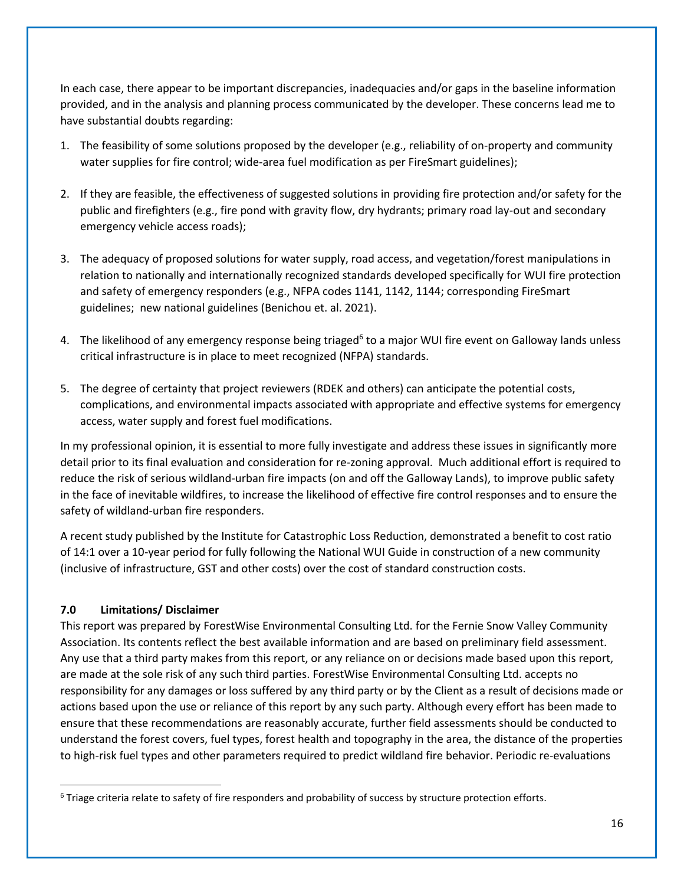In each case, there appear to be important discrepancies, inadequacies and/or gaps in the baseline information provided, and in the analysis and planning process communicated by the developer. These concerns lead me to have substantial doubts regarding:

1. The feasibility of some solutions proposed by the developer (e.g., reliability of on-property and community water supplies for fire control; wide-area fuel modification as per FireSmart guidelines);

2. If they are feasible, the effectiveness of suggested solutions in providing fire protection and/or safety for the public and firefighters (e.g., fire pond with gravity flow, dry hydrants; primary road lay-out and secondary emergency vehicle access roads);

3. The adequacy of proposed solutions for water supply, road access, and vegetation/forest manipulations in relation to nationally and internationally recognized standards developed specifically for WUI fire protection and safety of emergency responders (e.g., NFPA codes 1141, 1142, 1144; corresponding FireSmart guidelines; new national guidelines (Benichou et. al. 2021).

4. The likelihood of any emergency response being triaged[6] to a major WUI fire event on Galloway lands unless critical infrastructure is in place to meet recognized (NFPA) standards.

5. The degree of certainty that project reviewers (RDEK and others) can anticipate the potential costs, complications, and environmental impacts associated with appropriate and effective systems for emergency access, water supply and forest fuel modifications.

In my professional opinion, it is essential to more fully investigate and address these issues in significantly more detail prior to its final evaluation and consideration for re-zoning approval. Much additional effort is required to reduce the risk of serious wildland-urban fire impacts (on and off the Galloway Lands), to improve public safety in the face of inevitable wildfires, to increase the likelihood of effective fire control responses and to ensure the safety of wildland-urban fire responders.

A recent study published by the Institute for Catastrophic Loss Reduction, demonstrated a benefit to cost ratio of 14:1 over a 10-year period for fully following the National WUI Guide in construction of a new community (inclusive of infrastructure, GST and other costs) over the cost of standard construction costs.

### 7.0 Limitations/ Disclaimer

This report was prepared by ForestWise Environmental Consulting Ltd. for the Fernie Snow Valley Community Association. Its contents reflect the best available information and are based on preliminary field assessment. Any use that a third party makes from this report, or any reliance on or decisions made based upon this report, are made at the sole risk of any such third parties. ForestWise Environmental Consulting Ltd. accepts no responsibility for any damages or loss suffered by any third party or by the Client as a result of decisions made or actions based upon the use or reliance of this report by any such party. Although every effort has been made to ensure that these recommendations are reasonably accurate, further field assessments should be conducted to understand the forest covers, fuel types, forest health and topography in the area, the distance of the properties to high-risk fuel types and other parameters required to predict wildland fire behavior. Periodic re-evaluations

[6] Triage criteria relate to safety of fire responders and probability of success by structure protection efforts.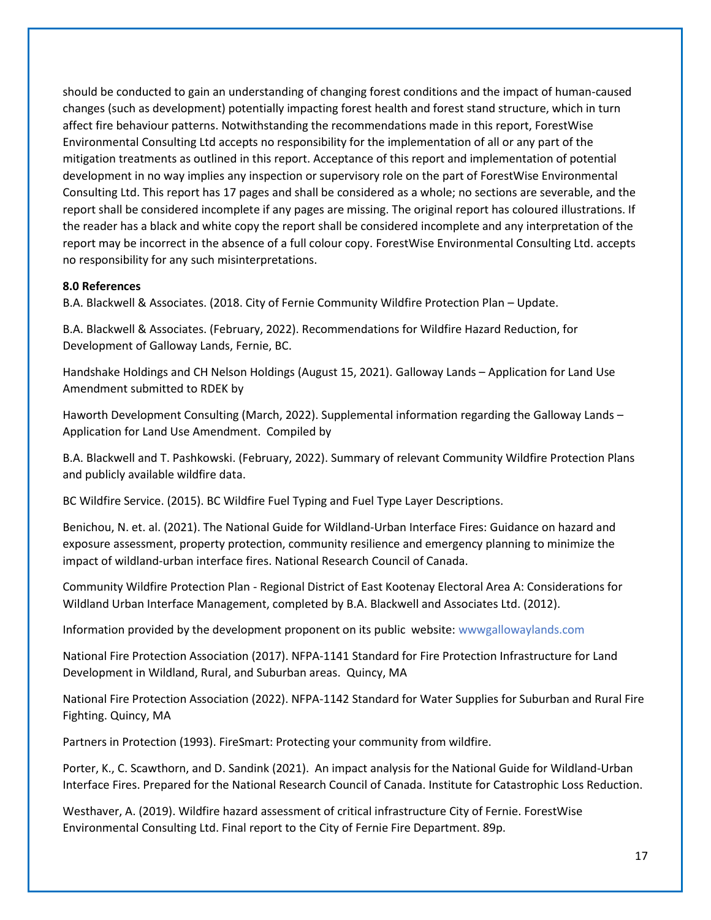should be conducted to gain an understanding of changing forest conditions and the impact of human-caused changes (such as development) potentially impacting forest health and forest stand structure, which in turn affect fire behaviour patterns. Notwithstanding the recommendations made in this report, ForestWise Environmental Consulting Ltd accepts no responsibility for the implementation of all or any part of the mitigation treatments as outlined in this report. Acceptance of this report and implementation of potential development in no way implies any inspection or supervisory role on the part of ForestWise Environmental Consulting Ltd. This report has 17 pages and shall be considered as a whole; no sections are severable, and the report shall be considered incomplete if any pages are missing. The original report has coloured illustrations. If the reader has a black and white copy the report shall be considered incomplete and any interpretation of the report may be incorrect in the absence of a full colour copy. ForestWise Environmental Consulting Ltd. accepts no responsibility for any such misinterpretations.

**8.0 References**

B.A. Blackwell & Associates. (2018. City of Fernie Community Wildfire Protection Plan – Update.

B.A. Blackwell & Associates. (February, 2022). Recommendations for Wildfire Hazard Reduction, for Development of Galloway Lands, Fernie, BC.

Handshake Holdings and CH Nelson Holdings (August 15, 2021). Galloway Lands – Application for Land Use Amendment submitted to RDEK by

Haworth Development Consulting (March, 2022). Supplemental information regarding the Galloway Lands – Application for Land Use Amendment. Compiled by

B.A. Blackwell and T. Pashkowski. (February, 2022). Summary of relevant Community Wildfire Protection Plans and publicly available wildfire data.

BC Wildfire Service. (2015). BC Wildfire Fuel Typing and Fuel Type Layer Descriptions.

Benichou, N. et. al. (2021). The National Guide for Wildland-Urban Interface Fires: Guidance on hazard and exposure assessment, property protection, community resilience and emergency planning to minimize the impact of wildland-urban interface fires. National Research Council of Canada.

Community Wildfire Protection Plan - Regional District of East Kootenay Electoral Area A: Considerations for Wildland Urban Interface Management, completed by B.A. Blackwell and Associates Ltd. (2012).

Information provided by the development proponent on its public website: wwwgallowaylands.com

National Fire Protection Association (2017). NFPA-1141 Standard for Fire Protection Infrastructure for Land Development in Wildland, Rural, and Suburban areas. Quincy, MA

National Fire Protection Association (2022). NFPA-1142 Standard for Water Supplies for Suburban and Rural Fire Fighting. Quincy, MA

Partners in Protection (1993). FireSmart: Protecting your community from wildfire.

Porter, K., C. Scawthorn, and D. Sandink (2021). An impact analysis for the National Guide for Wildland-Urban Interface Fires. Prepared for the National Research Council of Canada. Institute for Catastrophic Loss Reduction.

Westhaver, A. (2019). Wildfire hazard assessment of critical infrastructure City of Fernie. ForestWise Environmental Consulting Ltd. Final report to the City of Fernie Fire Department. 89p.